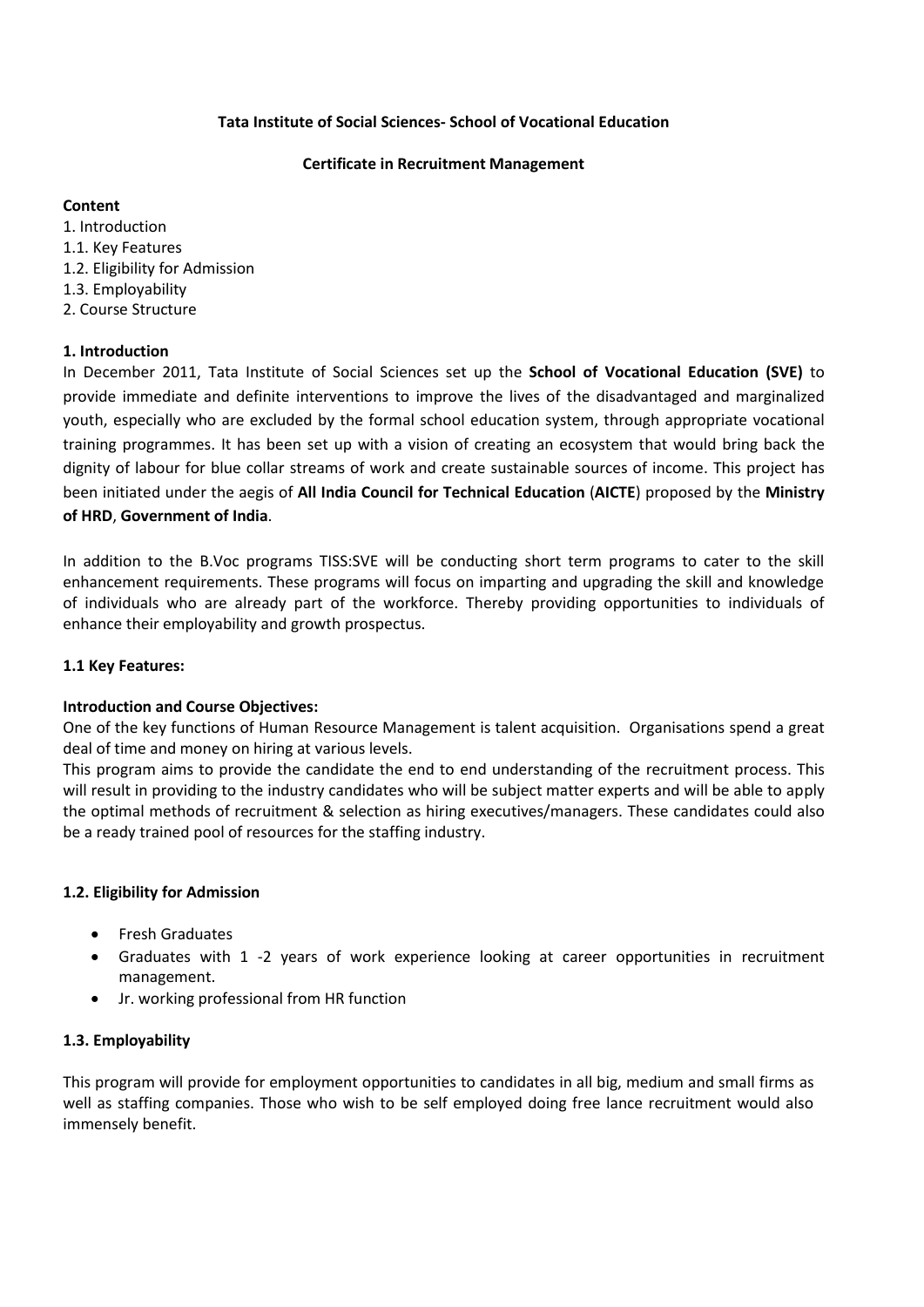**Tata Institute of Social Sciences- School of Vocational Education**

**Certificate in Recruitment Management**

**Content**

1. Introduction
1.1. Key Features
1.2. Eligibility for Admission
1.3. Employability
2. Course Structure

## 1. Introduction

In December 2011, Tata Institute of Social Sciences set up the **School of Vocational Education (SVE)** to provide immediate and definite interventions to improve the lives of the disadvantaged and marginalized youth, especially who are excluded by the formal school education system, through appropriate vocational training programmes. It has been set up with a vision of creating an ecosystem that would bring back the dignity of labour for blue collar streams of work and create sustainable sources of income. This project has been initiated under the aegis of **All India Council for Technical Education** (**AICTE**) proposed by the **Ministry of HRD**, **Government of India**.

In addition to the B.Voc programs TISS:SVE will be conducting short term programs to cater to the skill enhancement requirements. These programs will focus on imparting and upgrading the skill and knowledge of individuals who are already part of the workforce. Thereby providing opportunities to individuals of enhance their employability and growth prospectus.

### 1.1 Key Features:

**Introduction and Course Objectives:**

One of the key functions of Human Resource Management is talent acquisition. Organisations spend a great deal of time and money on hiring at various levels.

This program aims to provide the candidate the end to end understanding of the recruitment process. This will result in providing to the industry candidates who will be subject matter experts and will be able to apply the optimal methods of recruitment & selection as hiring executives/managers. These candidates could also be a ready trained pool of resources for the staffing industry.

### 1.2. Eligibility for Admission

- Fresh Graduates
- Graduates with 1 -2 years of work experience looking at career opportunities in recruitment management.
- Jr. working professional from HR function

### 1.3. Employability

This program will provide for employment opportunities to candidates in all big, medium and small firms as well as staffing companies. Those who wish to be self employed doing free lance recruitment would also immensely benefit.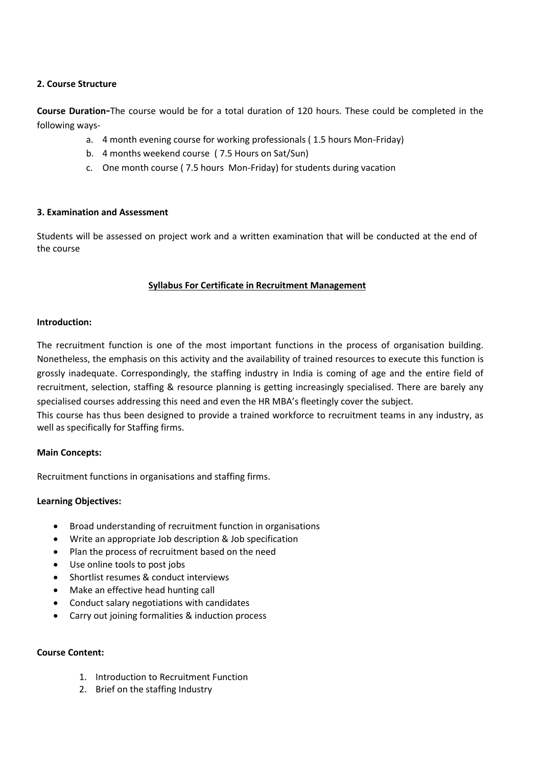## 2. Course Structure

**Course Duration-**The course would be for a total duration of 120 hours. These could be completed in the following ways-

a. 4 month evening course for working professionals ( 1.5 hours Mon-Friday)
b. 4 months weekend course ( 7.5 Hours on Sat/Sun)
c. One month course ( 7.5 hours Mon-Friday) for students during vacation

## 3. Examination and Assessment

Students will be assessed on project work and a written examination that will be conducted at the end of the course

## Syllabus For Certificate in Recruitment Management

**Introduction:**

The recruitment function is one of the most important functions in the process of organisation building. Nonetheless, the emphasis on this activity and the availability of trained resources to execute this function is grossly inadequate. Correspondingly, the staffing industry in India is coming of age and the entire field of recruitment, selection, staffing & resource planning is getting increasingly specialised. There are barely any specialised courses addressing this need and even the HR MBA's fleetingly cover the subject.

This course has thus been designed to provide a trained workforce to recruitment teams in any industry, as well as specifically for Staffing firms.

**Main Concepts:**

Recruitment functions in organisations and staffing firms.

**Learning Objectives:**

- Broad understanding of recruitment function in organisations
- Write an appropriate Job description & Job specification
- Plan the process of recruitment based on the need
- Use online tools to post jobs
- Shortlist resumes & conduct interviews
- Make an effective head hunting call
- Conduct salary negotiations with candidates
- Carry out joining formalities & induction process

**Course Content:**

1. Introduction to Recruitment Function
2. Brief on the staffing Industry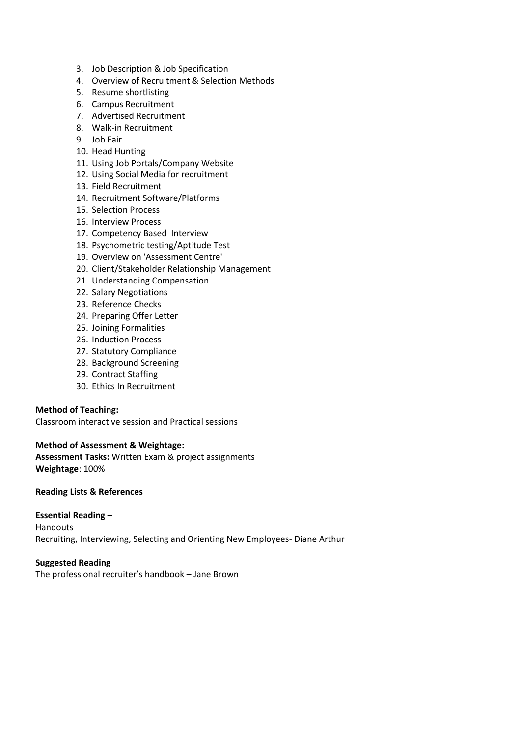3. Job Description & Job Specification
4. Overview of Recruitment & Selection Methods
5. Resume shortlisting
6. Campus Recruitment
7. Advertised Recruitment
8. Walk-in Recruitment
9. Job Fair
10. Head Hunting
11. Using Job Portals/Company Website
12. Using Social Media for recruitment
13. Field Recruitment
14. Recruitment Software/Platforms
15. Selection Process
16. Interview Process
17. Competency Based Interview
18. Psychometric testing/Aptitude Test
19. Overview on 'Assessment Centre'
20. Client/Stakeholder Relationship Management
21. Understanding Compensation
22. Salary Negotiations
23. Reference Checks
24. Preparing Offer Letter
25. Joining Formalities
26. Induction Process
27. Statutory Compliance
28. Background Screening
29. Contract Staffing
30. Ethics In Recruitment

**Method of Teaching:**
Classroom interactive session and Practical sessions

**Method of Assessment & Weightage:**
**Assessment Tasks:** Written Exam & project assignments
**Weightage**: 100%

**Reading Lists & References**

**Essential Reading –**
Handouts
Recruiting, Interviewing, Selecting and Orienting New Employees- Diane Arthur

**Suggested Reading**
The professional recruiter's handbook – Jane Brown